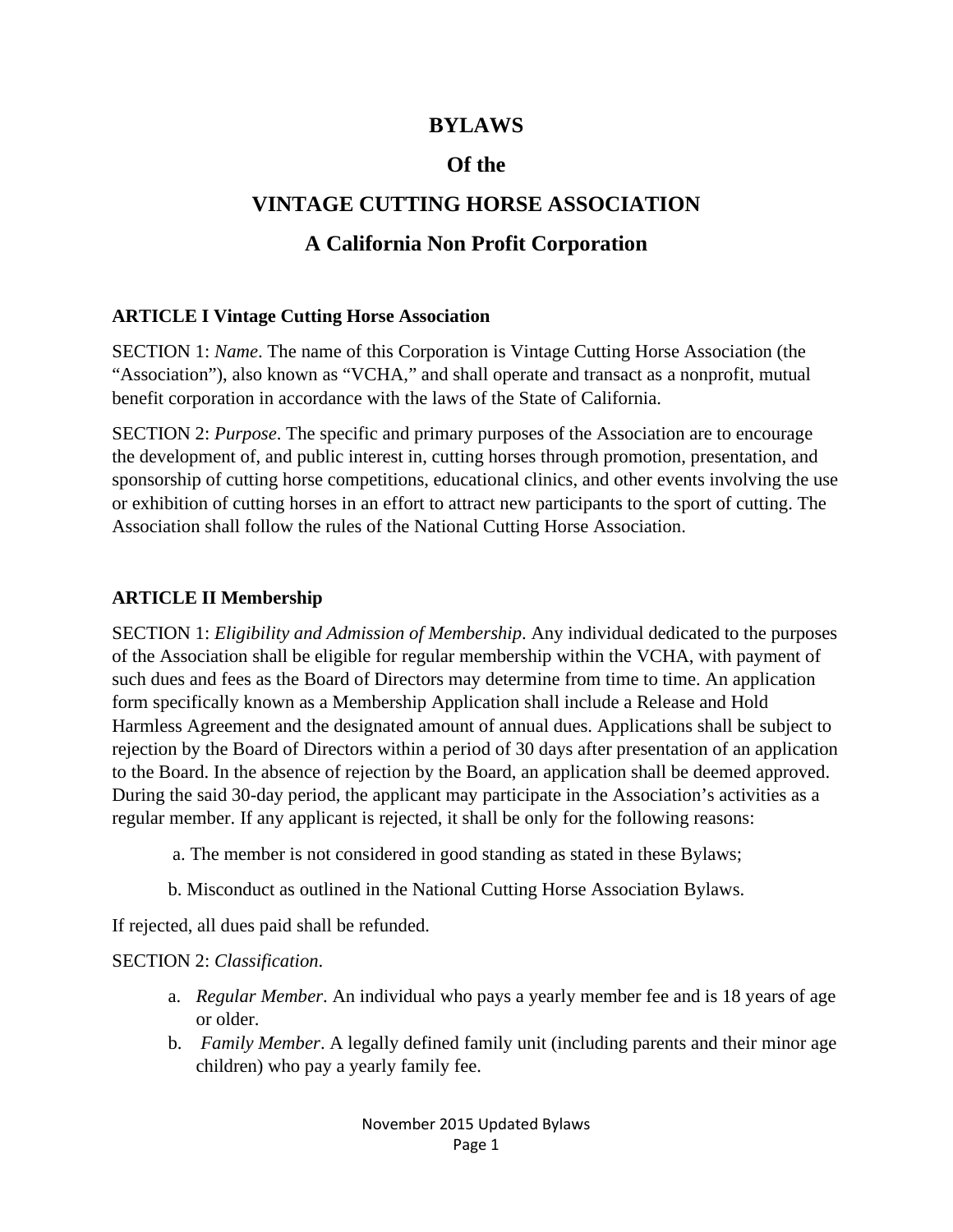# BYLAWS

# Of the

# VINTAGE CUTTING HORSE ASSOCIATION

# A California Non Profit Corporation

## ARTICLE I Vintage Cutting Horse Association

SECTION 1: *Name*. The name of this Corporation is Vintage Cutting Horse Association (the "Association"), also known as "VCHA," and shall operate and transact as a nonprofit, mutual benefit corporation in accordance with the laws of the State of California.

SECTION 2: *Purpose*. The specific and primary purposes of the Association are to encourage the development of, and public interest in, cutting horses through promotion, presentation, and sponsorship of cutting horse competitions, educational clinics, and other events involving the use or exhibition of cutting horses in an effort to attract new participants to the sport of cutting. The Association shall follow the rules of the National Cutting Horse Association.

## ARTICLE II Membership

SECTION 1: *Eligibility and Admission of Membership*. Any individual dedicated to the purposes of the Association shall be eligible for regular membership within the VCHA, with payment of such dues and fees as the Board of Directors may determine from time to time. An application form specifically known as a Membership Application shall include a Release and Hold Harmless Agreement and the designated amount of annual dues. Applications shall be subject to rejection by the Board of Directors within a period of 30 days after presentation of an application to the Board. In the absence of rejection by the Board, an application shall be deemed approved. During the said 30-day period, the applicant may participate in the Association's activities as a regular member. If any applicant is rejected, it shall be only for the following reasons:

a. The member is not considered in good standing as stated in these Bylaws;

b. Misconduct as outlined in the National Cutting Horse Association Bylaws.

If rejected, all dues paid shall be refunded.

SECTION 2: *Classification*.

a. *Regular Member*. An individual who pays a yearly member fee and is 18 years of age or older.
b. *Family Member*. A legally defined family unit (including parents and their minor age children) who pay a yearly family fee.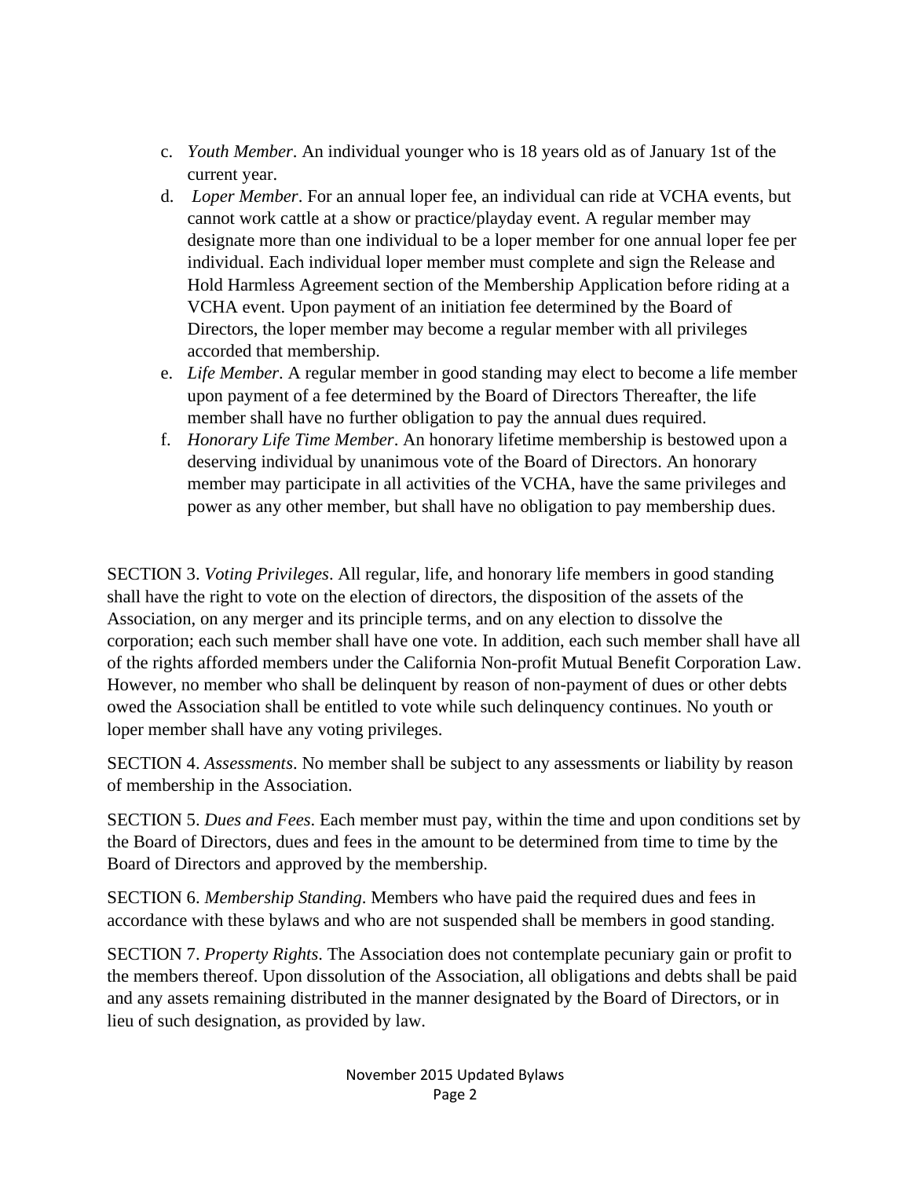c. *Youth Member*. An individual younger who is 18 years old as of January 1st of the current year.
d. *Loper Member*. For an annual loper fee, an individual can ride at VCHA events, but cannot work cattle at a show or practice/playday event. A regular member may designate more than one individual to be a loper member for one annual loper fee per individual. Each individual loper member must complete and sign the Release and Hold Harmless Agreement section of the Membership Application before riding at a VCHA event. Upon payment of an initiation fee determined by the Board of Directors, the loper member may become a regular member with all privileges accorded that membership.
e. *Life Member*. A regular member in good standing may elect to become a life member upon payment of a fee determined by the Board of Directors Thereafter, the life member shall have no further obligation to pay the annual dues required.
f. *Honorary Life Time Member*. An honorary lifetime membership is bestowed upon a deserving individual by unanimous vote of the Board of Directors. An honorary member may participate in all activities of the VCHA, have the same privileges and power as any other member, but shall have no obligation to pay membership dues.

SECTION 3. *Voting Privileges*. All regular, life, and honorary life members in good standing shall have the right to vote on the election of directors, the disposition of the assets of the Association, on any merger and its principle terms, and on any election to dissolve the corporation; each such member shall have one vote. In addition, each such member shall have all of the rights afforded members under the California Non-profit Mutual Benefit Corporation Law. However, no member who shall be delinquent by reason of non-payment of dues or other debts owed the Association shall be entitled to vote while such delinquency continues. No youth or loper member shall have any voting privileges.

SECTION 4. *Assessments*. No member shall be subject to any assessments or liability by reason of membership in the Association.

SECTION 5. *Dues and Fees*. Each member must pay, within the time and upon conditions set by the Board of Directors, dues and fees in the amount to be determined from time to time by the Board of Directors and approved by the membership.

SECTION 6. *Membership Standing*. Members who have paid the required dues and fees in accordance with these bylaws and who are not suspended shall be members in good standing.

SECTION 7. *Property Rights*. The Association does not contemplate pecuniary gain or profit to the members thereof. Upon dissolution of the Association, all obligations and debts shall be paid and any assets remaining distributed in the manner designated by the Board of Directors, or in lieu of such designation, as provided by law.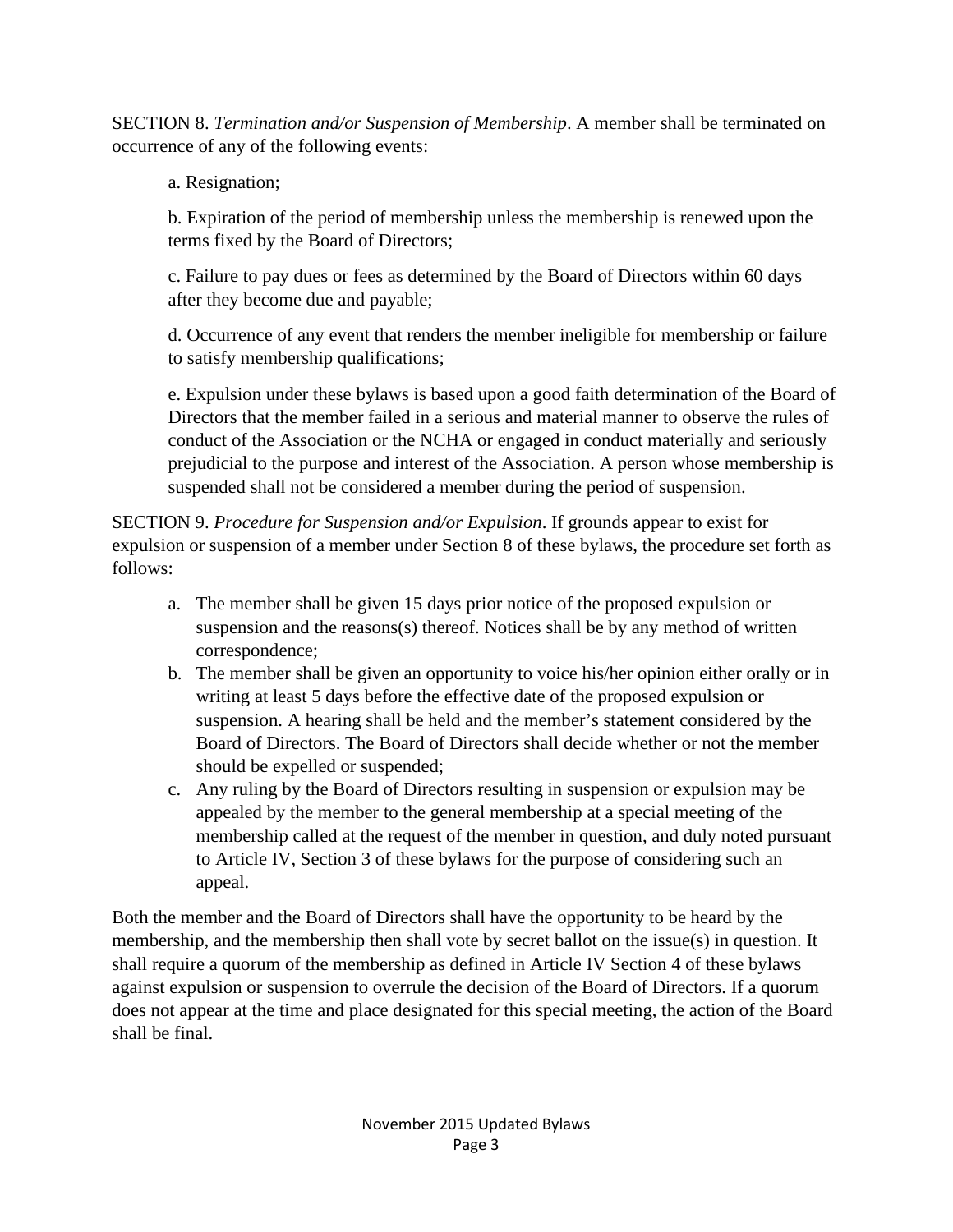SECTION 8. *Termination and/or Suspension of Membership*. A member shall be terminated on occurrence of any of the following events:

a. Resignation;

b. Expiration of the period of membership unless the membership is renewed upon the terms fixed by the Board of Directors;

c. Failure to pay dues or fees as determined by the Board of Directors within 60 days after they become due and payable;

d. Occurrence of any event that renders the member ineligible for membership or failure to satisfy membership qualifications;

e. Expulsion under these bylaws is based upon a good faith determination of the Board of Directors that the member failed in a serious and material manner to observe the rules of conduct of the Association or the NCHA or engaged in conduct materially and seriously prejudicial to the purpose and interest of the Association. A person whose membership is suspended shall not be considered a member during the period of suspension.

SECTION 9. *Procedure for Suspension and/or Expulsion*. If grounds appear to exist for expulsion or suspension of a member under Section 8 of these bylaws, the procedure set forth as follows:

a. The member shall be given 15 days prior notice of the proposed expulsion or suspension and the reasons(s) thereof. Notices shall be by any method of written correspondence;
b. The member shall be given an opportunity to voice his/her opinion either orally or in writing at least 5 days before the effective date of the proposed expulsion or suspension. A hearing shall be held and the member's statement considered by the Board of Directors. The Board of Directors shall decide whether or not the member should be expelled or suspended;
c. Any ruling by the Board of Directors resulting in suspension or expulsion may be appealed by the member to the general membership at a special meeting of the membership called at the request of the member in question, and duly noted pursuant to Article IV, Section 3 of these bylaws for the purpose of considering such an appeal.

Both the member and the Board of Directors shall have the opportunity to be heard by the membership, and the membership then shall vote by secret ballot on the issue(s) in question. It shall require a quorum of the membership as defined in Article IV Section 4 of these bylaws against expulsion or suspension to overrule the decision of the Board of Directors. If a quorum does not appear at the time and place designated for this special meeting, the action of the Board shall be final.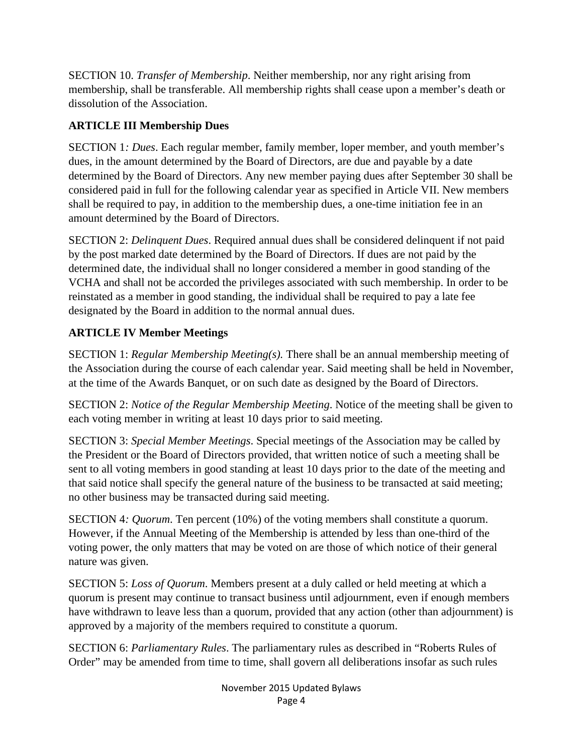SECTION 10. *Transfer of Membership*. Neither membership, nor any right arising from membership, shall be transferable. All membership rights shall cease upon a member's death or dissolution of the Association.

## ARTICLE III Membership Dues

SECTION 1*: Dues*. Each regular member, family member, loper member, and youth member's dues, in the amount determined by the Board of Directors, are due and payable by a date determined by the Board of Directors. Any new member paying dues after September 30 shall be considered paid in full for the following calendar year as specified in Article VII. New members shall be required to pay, in addition to the membership dues, a one-time initiation fee in an amount determined by the Board of Directors.

SECTION 2: *Delinquent Dues*. Required annual dues shall be considered delinquent if not paid by the post marked date determined by the Board of Directors. If dues are not paid by the determined date, the individual shall no longer considered a member in good standing of the VCHA and shall not be accorded the privileges associated with such membership. In order to be reinstated as a member in good standing, the individual shall be required to pay a late fee designated by the Board in addition to the normal annual dues.

## ARTICLE IV Member Meetings

SECTION 1: *Regular Membership Meeting(s).* There shall be an annual membership meeting of the Association during the course of each calendar year. Said meeting shall be held in November, at the time of the Awards Banquet, or on such date as designed by the Board of Directors.

SECTION 2: *Notice of the Regular Membership Meeting*. Notice of the meeting shall be given to each voting member in writing at least 10 days prior to said meeting.

SECTION 3: *Special Member Meetings*. Special meetings of the Association may be called by the President or the Board of Directors provided, that written notice of such a meeting shall be sent to all voting members in good standing at least 10 days prior to the date of the meeting and that said notice shall specify the general nature of the business to be transacted at said meeting; no other business may be transacted during said meeting.

SECTION 4*: Quorum*. Ten percent (10%) of the voting members shall constitute a quorum. However, if the Annual Meeting of the Membership is attended by less than one-third of the voting power, the only matters that may be voted on are those of which notice of their general nature was given.

SECTION 5: *Loss of Quorum*. Members present at a duly called or held meeting at which a quorum is present may continue to transact business until adjournment, even if enough members have withdrawn to leave less than a quorum, provided that any action (other than adjournment) is approved by a majority of the members required to constitute a quorum.

SECTION 6: *Parliamentary Rules*. The parliamentary rules as described in "Roberts Rules of Order" may be amended from time to time, shall govern all deliberations insofar as such rules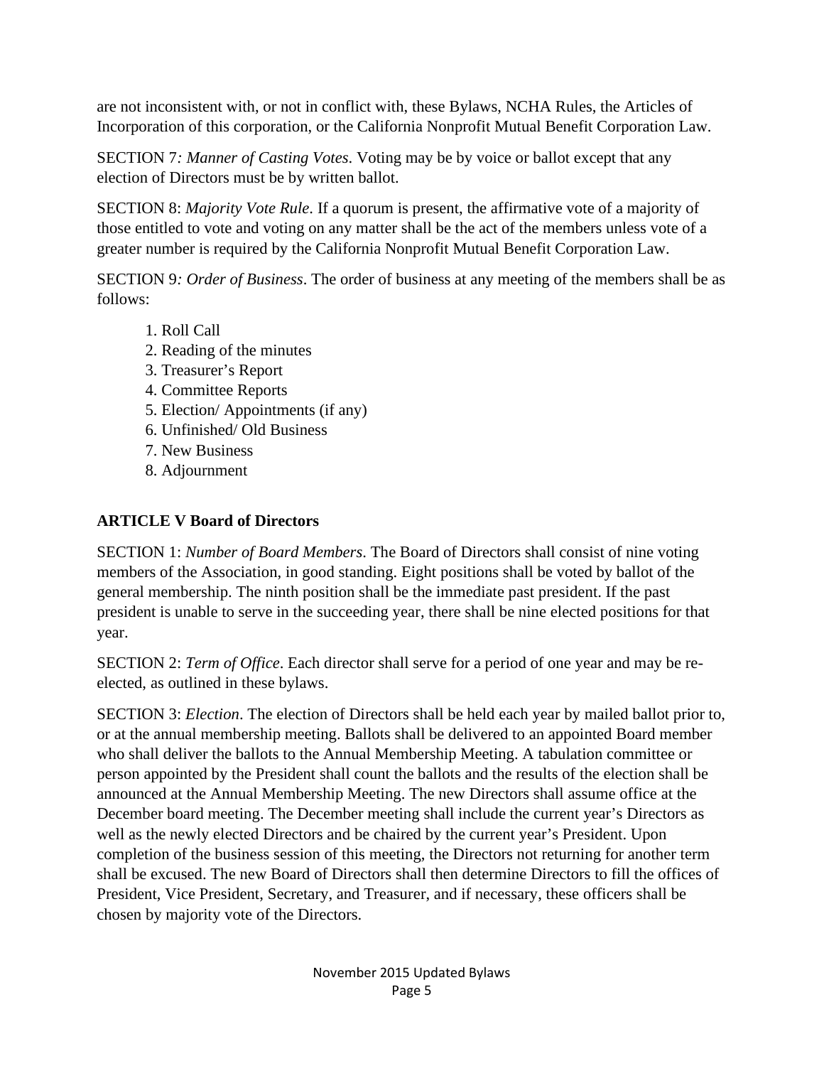are not inconsistent with, or not in conflict with, these Bylaws, NCHA Rules, the Articles of Incorporation of this corporation, or the California Nonprofit Mutual Benefit Corporation Law.

SECTION 7*: Manner of Casting Votes*. Voting may be by voice or ballot except that any election of Directors must be by written ballot.

SECTION 8: *Majority Vote Rule*. If a quorum is present, the affirmative vote of a majority of those entitled to vote and voting on any matter shall be the act of the members unless vote of a greater number is required by the California Nonprofit Mutual Benefit Corporation Law.

SECTION 9*: Order of Business*. The order of business at any meeting of the members shall be as follows:

1. Roll Call
2. Reading of the minutes
3. Treasurer's Report
4. Committee Reports
5. Election/ Appointments (if any)
6. Unfinished/ Old Business
7. New Business
8. Adjournment

## ARTICLE V Board of Directors

SECTION 1: *Number of Board Members*. The Board of Directors shall consist of nine voting members of the Association, in good standing. Eight positions shall be voted by ballot of the general membership. The ninth position shall be the immediate past president. If the past president is unable to serve in the succeeding year, there shall be nine elected positions for that year.

SECTION 2: *Term of Office*. Each director shall serve for a period of one year and may be re-elected, as outlined in these bylaws.

SECTION 3: *Election*. The election of Directors shall be held each year by mailed ballot prior to, or at the annual membership meeting. Ballots shall be delivered to an appointed Board member who shall deliver the ballots to the Annual Membership Meeting. A tabulation committee or person appointed by the President shall count the ballots and the results of the election shall be announced at the Annual Membership Meeting. The new Directors shall assume office at the December board meeting. The December meeting shall include the current year's Directors as well as the newly elected Directors and be chaired by the current year's President. Upon completion of the business session of this meeting, the Directors not returning for another term shall be excused. The new Board of Directors shall then determine Directors to fill the offices of President, Vice President, Secretary, and Treasurer, and if necessary, these officers shall be chosen by majority vote of the Directors.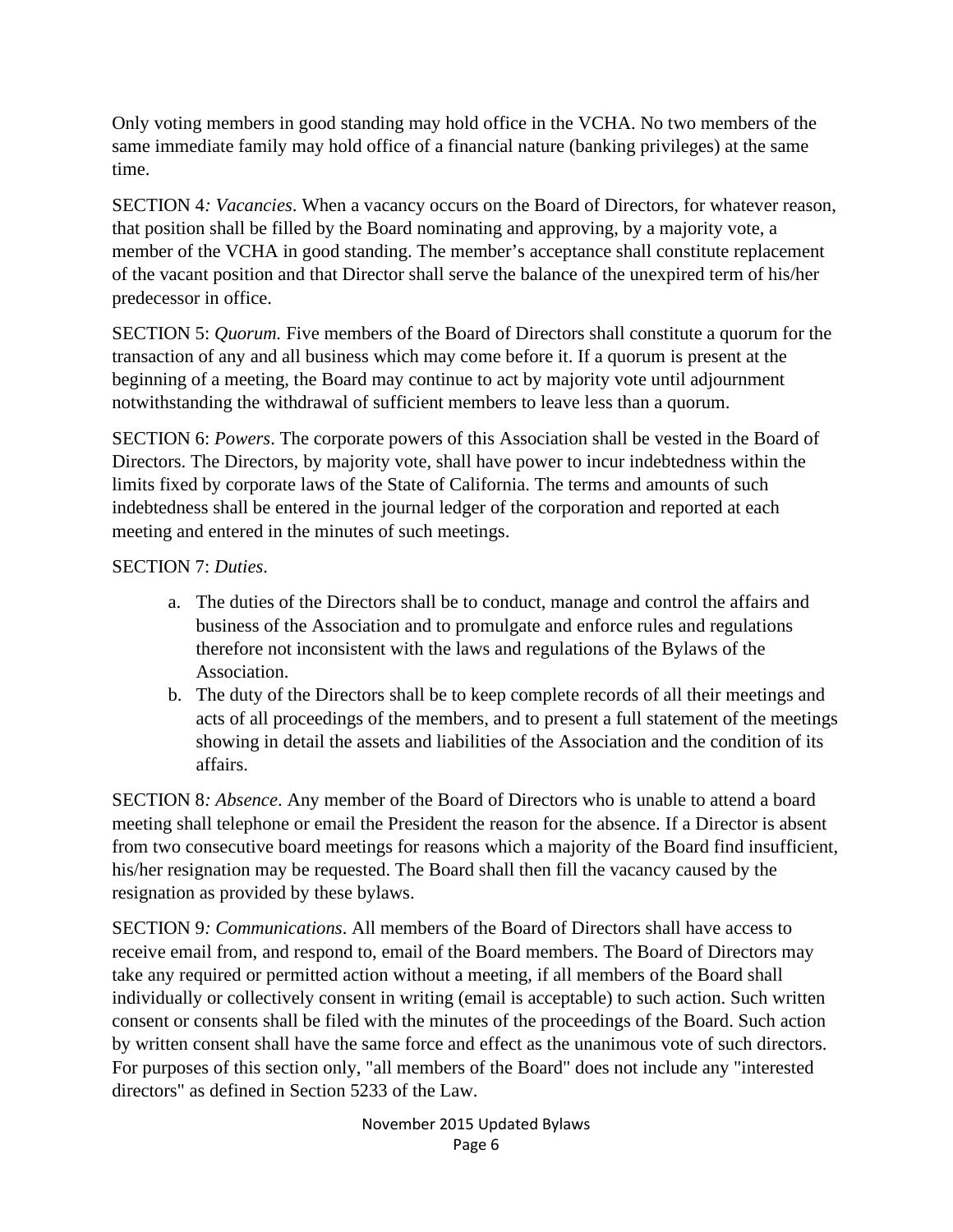Only voting members in good standing may hold office in the VCHA. No two members of the same immediate family may hold office of a financial nature (banking privileges) at the same time.

SECTION 4*: Vacancies*. When a vacancy occurs on the Board of Directors, for whatever reason, that position shall be filled by the Board nominating and approving, by a majority vote, a member of the VCHA in good standing. The member's acceptance shall constitute replacement of the vacant position and that Director shall serve the balance of the unexpired term of his/her predecessor in office.

SECTION 5: *Quorum.* Five members of the Board of Directors shall constitute a quorum for the transaction of any and all business which may come before it. If a quorum is present at the beginning of a meeting, the Board may continue to act by majority vote until adjournment notwithstanding the withdrawal of sufficient members to leave less than a quorum.

SECTION 6: *Powers*. The corporate powers of this Association shall be vested in the Board of Directors. The Directors, by majority vote, shall have power to incur indebtedness within the limits fixed by corporate laws of the State of California. The terms and amounts of such indebtedness shall be entered in the journal ledger of the corporation and reported at each meeting and entered in the minutes of such meetings.

SECTION 7: *Duties.*

a. The duties of the Directors shall be to conduct, manage and control the affairs and business of the Association and to promulgate and enforce rules and regulations therefore not inconsistent with the laws and regulations of the Bylaws of the Association.
b. The duty of the Directors shall be to keep complete records of all their meetings and acts of all proceedings of the members, and to present a full statement of the meetings showing in detail the assets and liabilities of the Association and the condition of its affairs.

SECTION 8*: Absence*. Any member of the Board of Directors who is unable to attend a board meeting shall telephone or email the President the reason for the absence. If a Director is absent from two consecutive board meetings for reasons which a majority of the Board find insufficient, his/her resignation may be requested. The Board shall then fill the vacancy caused by the resignation as provided by these bylaws.

SECTION 9*: Communications*. All members of the Board of Directors shall have access to receive email from, and respond to, email of the Board members. The Board of Directors may take any required or permitted action without a meeting, if all members of the Board shall individually or collectively consent in writing (email is acceptable) to such action. Such written consent or consents shall be filed with the minutes of the proceedings of the Board. Such action by written consent shall have the same force and effect as the unanimous vote of such directors. For purposes of this section only, "all members of the Board" does not include any "interested directors" as defined in Section 5233 of the Law.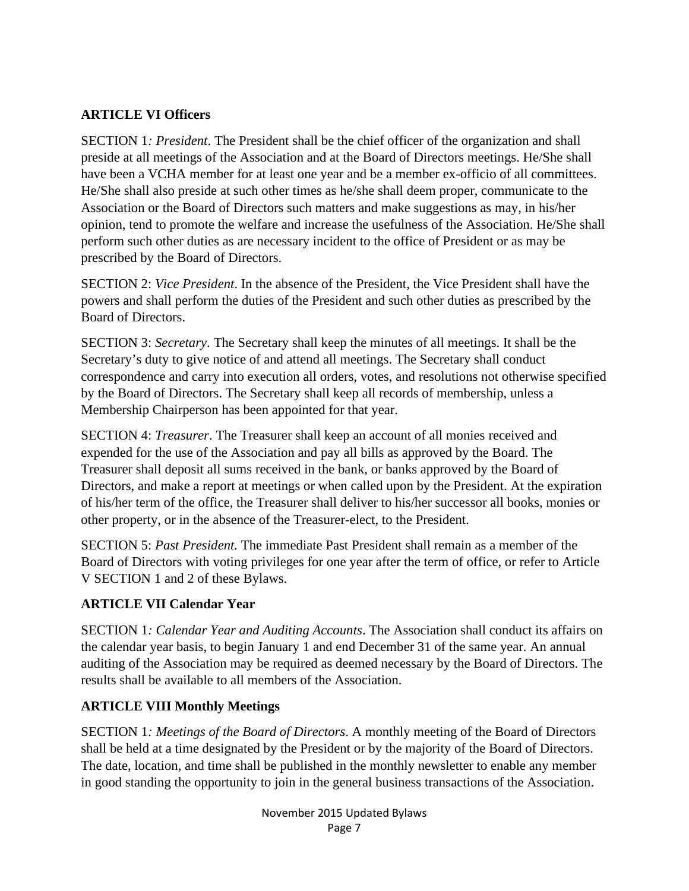**ARTICLE VI Officers**

SECTION 1*: President*. The President shall be the chief officer of the organization and shall preside at all meetings of the Association and at the Board of Directors meetings. He/She shall have been a VCHA member for at least one year and be a member ex-officio of all committees. He/She shall also preside at such other times as he/she shall deem proper, communicate to the Association or the Board of Directors such matters and make suggestions as may, in his/her opinion, tend to promote the welfare and increase the usefulness of the Association. He/She shall perform such other duties as are necessary incident to the office of President or as may be prescribed by the Board of Directors.

SECTION 2: *Vice President*. In the absence of the President, the Vice President shall have the powers and shall perform the duties of the President and such other duties as prescribed by the Board of Directors.

SECTION 3: *Secretary*. The Secretary shall keep the minutes of all meetings. It shall be the Secretary's duty to give notice of and attend all meetings. The Secretary shall conduct correspondence and carry into execution all orders, votes, and resolutions not otherwise specified by the Board of Directors. The Secretary shall keep all records of membership, unless a Membership Chairperson has been appointed for that year.

SECTION 4: *Treasurer*. The Treasurer shall keep an account of all monies received and expended for the use of the Association and pay all bills as approved by the Board. The Treasurer shall deposit all sums received in the bank, or banks approved by the Board of Directors, and make a report at meetings or when called upon by the President. At the expiration of his/her term of the office, the Treasurer shall deliver to his/her successor all books, monies or other property, or in the absence of the Treasurer-elect, to the President.

SECTION 5: *Past President.* The immediate Past President shall remain as a member of the Board of Directors with voting privileges for one year after the term of office, or refer to Article V SECTION 1 and 2 of these Bylaws.

**ARTICLE VII Calendar Year**

SECTION 1*: Calendar Year and Auditing Accounts*. The Association shall conduct its affairs on the calendar year basis, to begin January 1 and end December 31 of the same year. An annual auditing of the Association may be required as deemed necessary by the Board of Directors. The results shall be available to all members of the Association.

**ARTICLE VIII Monthly Meetings**

SECTION 1*: Meetings of the Board of Directors*. A monthly meeting of the Board of Directors shall be held at a time designated by the President or by the majority of the Board of Directors. The date, location, and time shall be published in the monthly newsletter to enable any member in good standing the opportunity to join in the general business transactions of the Association.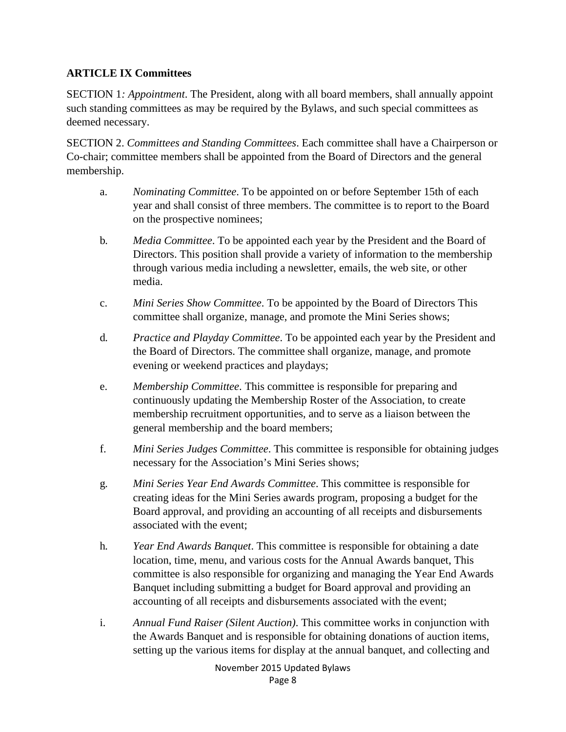**ARTICLE IX Committees**

SECTION 1*: Appointment*. The President, along with all board members, shall annually appoint such standing committees as may be required by the Bylaws, and such special committees as deemed necessary.

SECTION 2. *Committees and Standing Committees*. Each committee shall have a Chairperson or Co-chair; committee members shall be appointed from the Board of Directors and the general membership.

a. *Nominating Committee*. To be appointed on or before September 15th of each year and shall consist of three members. The committee is to report to the Board on the prospective nominees;

b. *Media Committee*. To be appointed each year by the President and the Board of Directors. This position shall provide a variety of information to the membership through various media including a newsletter, emails, the web site, or other media.

c. *Mini Series Show Committee*. To be appointed by the Board of Directors This committee shall organize, manage, and promote the Mini Series shows;

d. *Practice and Playday Committee*. To be appointed each year by the President and the Board of Directors. The committee shall organize, manage, and promote evening or weekend practices and playdays;

e. *Membership Committee*. This committee is responsible for preparing and continuously updating the Membership Roster of the Association, to create membership recruitment opportunities, and to serve as a liaison between the general membership and the board members;

f. *Mini Series Judges Committee*. This committee is responsible for obtaining judges necessary for the Association's Mini Series shows;

g. *Mini Series Year End Awards Committee*. This committee is responsible for creating ideas for the Mini Series awards program, proposing a budget for the Board approval, and providing an accounting of all receipts and disbursements associated with the event;

h. *Year End Awards Banquet*. This committee is responsible for obtaining a date location, time, menu, and various costs for the Annual Awards banquet, This committee is also responsible for organizing and managing the Year End Awards Banquet including submitting a budget for Board approval and providing an accounting of all receipts and disbursements associated with the event;

i. *Annual Fund Raiser (Silent Auction)*. This committee works in conjunction with the Awards Banquet and is responsible for obtaining donations of auction items, setting up the various items for display at the annual banquet, and collecting and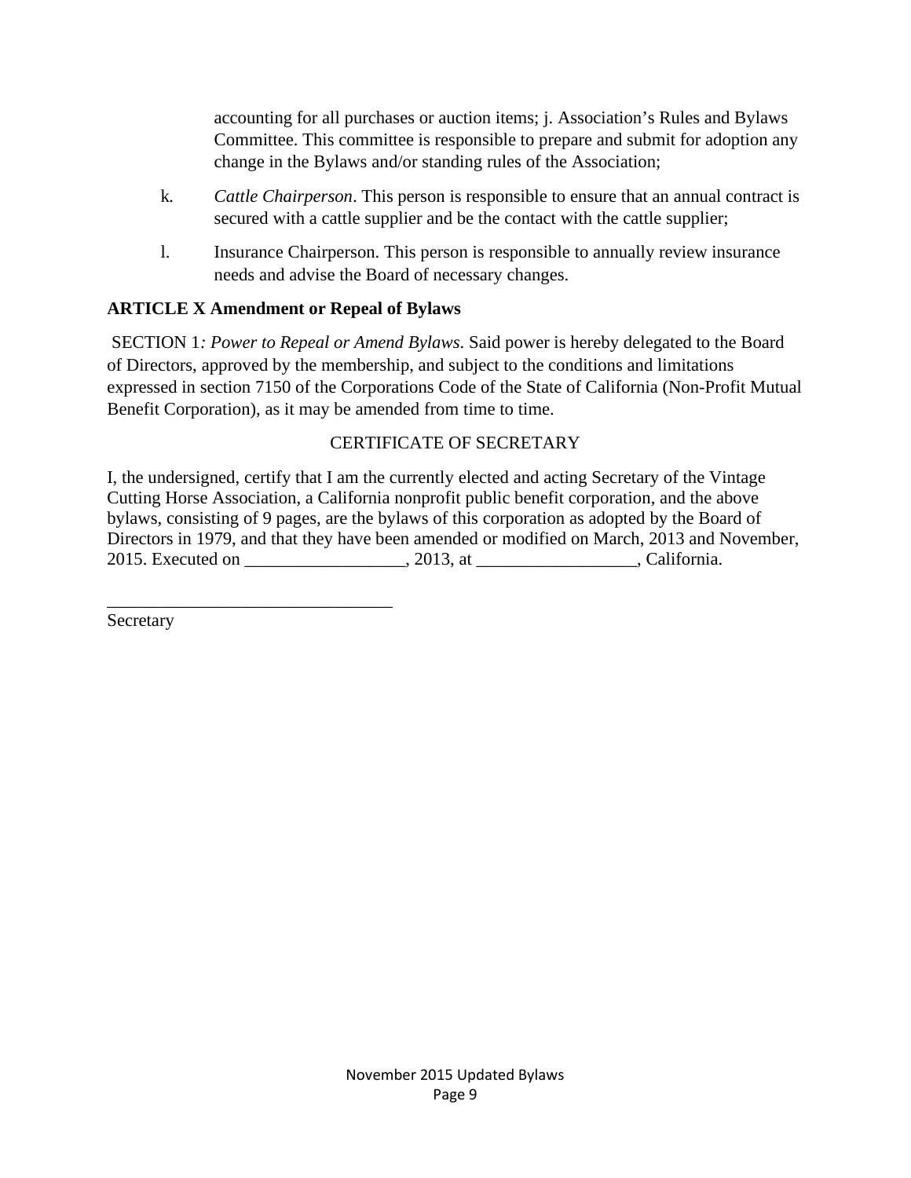accounting for all purchases or auction items; j. Association's Rules and Bylaws Committee. This committee is responsible to prepare and submit for adoption any change in the Bylaws and/or standing rules of the Association;

k. *Cattle Chairperson*. This person is responsible to ensure that an annual contract is secured with a cattle supplier and be the contact with the cattle supplier;

l. Insurance Chairperson. This person is responsible to annually review insurance needs and advise the Board of necessary changes.

**ARTICLE X Amendment or Repeal of Bylaws**

SECTION 1*: Power to Repeal or Amend Bylaws*. Said power is hereby delegated to the Board of Directors, approved by the membership, and subject to the conditions and limitations expressed in section 7150 of the Corporations Code of the State of California (Non-Profit Mutual Benefit Corporation), as it may be amended from time to time.

CERTIFICATE OF SECRETARY

I, the undersigned, certify that I am the currently elected and acting Secretary of the Vintage Cutting Horse Association, a California nonprofit public benefit corporation, and the above bylaws, consisting of 9 pages, are the bylaws of this corporation as adopted by the Board of Directors in 1979, and that they have been amended or modified on March, 2013 and November, 2015. Executed on __________________, 2013, at __________________, California.

________________________________
Secretary